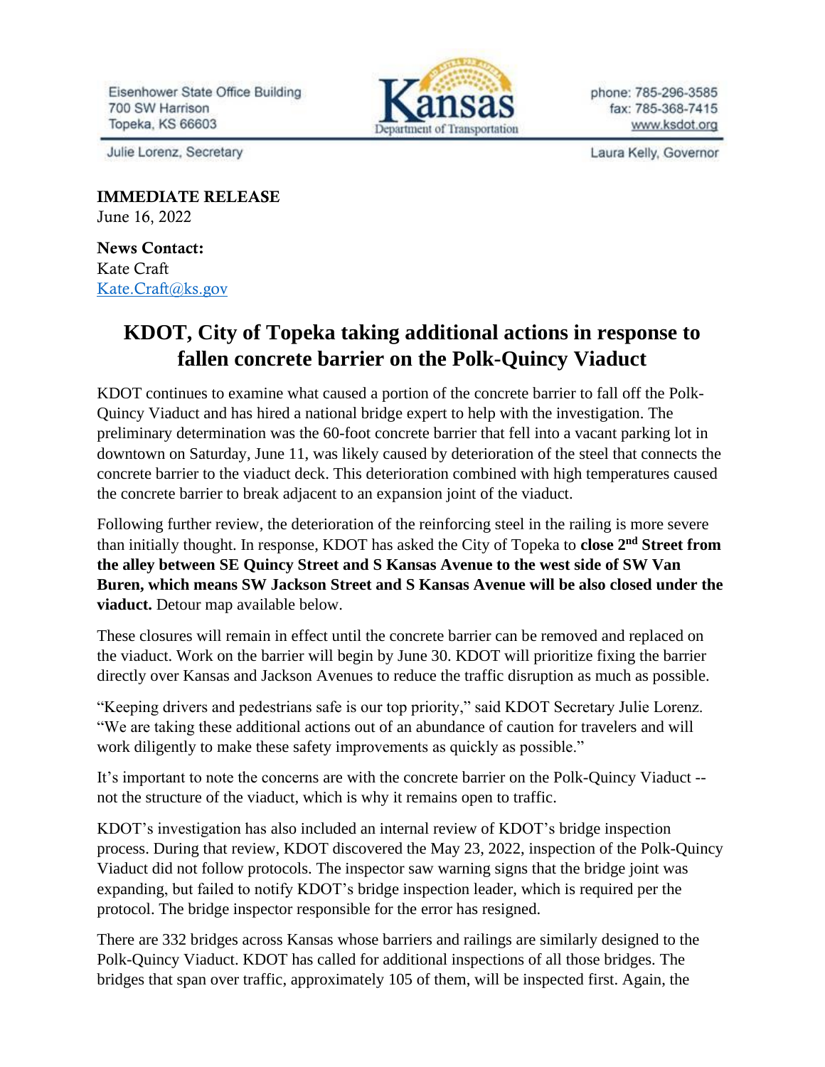Eisenhower State Office Building
700 SW Harrison
Topeka, KS 66603

Kansas Department of Transportation

phone: 785-296-3585
fax: 785-368-7415
www.ksdot.org

Julie Lorenz, Secretary

Laura Kelly, Governor

**IMMEDIATE RELEASE**
June 16, 2022

**News Contact:**
Kate Craft
Kate.Craft@ks.gov

# KDOT, City of Topeka taking additional actions in response to fallen concrete barrier on the Polk-Quincy Viaduct

KDOT continues to examine what caused a portion of the concrete barrier to fall off the Polk-Quincy Viaduct and has hired a national bridge expert to help with the investigation. The preliminary determination was the 60-foot concrete barrier that fell into a vacant parking lot in downtown on Saturday, June 11, was likely caused by deterioration of the steel that connects the concrete barrier to the viaduct deck. This deterioration combined with high temperatures caused the concrete barrier to break adjacent to an expansion joint of the viaduct.

Following further review, the deterioration of the reinforcing steel in the railing is more severe than initially thought. In response, KDOT has asked the City of Topeka to **close 2nd Street from the alley between SE Quincy Street and S Kansas Avenue to the west side of SW Van Buren, which means SW Jackson Street and S Kansas Avenue will be also closed under the viaduct.** Detour map available below.

These closures will remain in effect until the concrete barrier can be removed and replaced on the viaduct. Work on the barrier will begin by June 30. KDOT will prioritize fixing the barrier directly over Kansas and Jackson Avenues to reduce the traffic disruption as much as possible.

"Keeping drivers and pedestrians safe is our top priority," said KDOT Secretary Julie Lorenz. "We are taking these additional actions out of an abundance of caution for travelers and will work diligently to make these safety improvements as quickly as possible."

It's important to note the concerns are with the concrete barrier on the Polk-Quincy Viaduct -- not the structure of the viaduct, which is why it remains open to traffic.

KDOT's investigation has also included an internal review of KDOT's bridge inspection process. During that review, KDOT discovered the May 23, 2022, inspection of the Polk-Quincy Viaduct did not follow protocols. The inspector saw warning signs that the bridge joint was expanding, but failed to notify KDOT's bridge inspection leader, which is required per the protocol. The bridge inspector responsible for the error has resigned.

There are 332 bridges across Kansas whose barriers and railings are similarly designed to the Polk-Quincy Viaduct. KDOT has called for additional inspections of all those bridges. The bridges that span over traffic, approximately 105 of them, will be inspected first. Again, the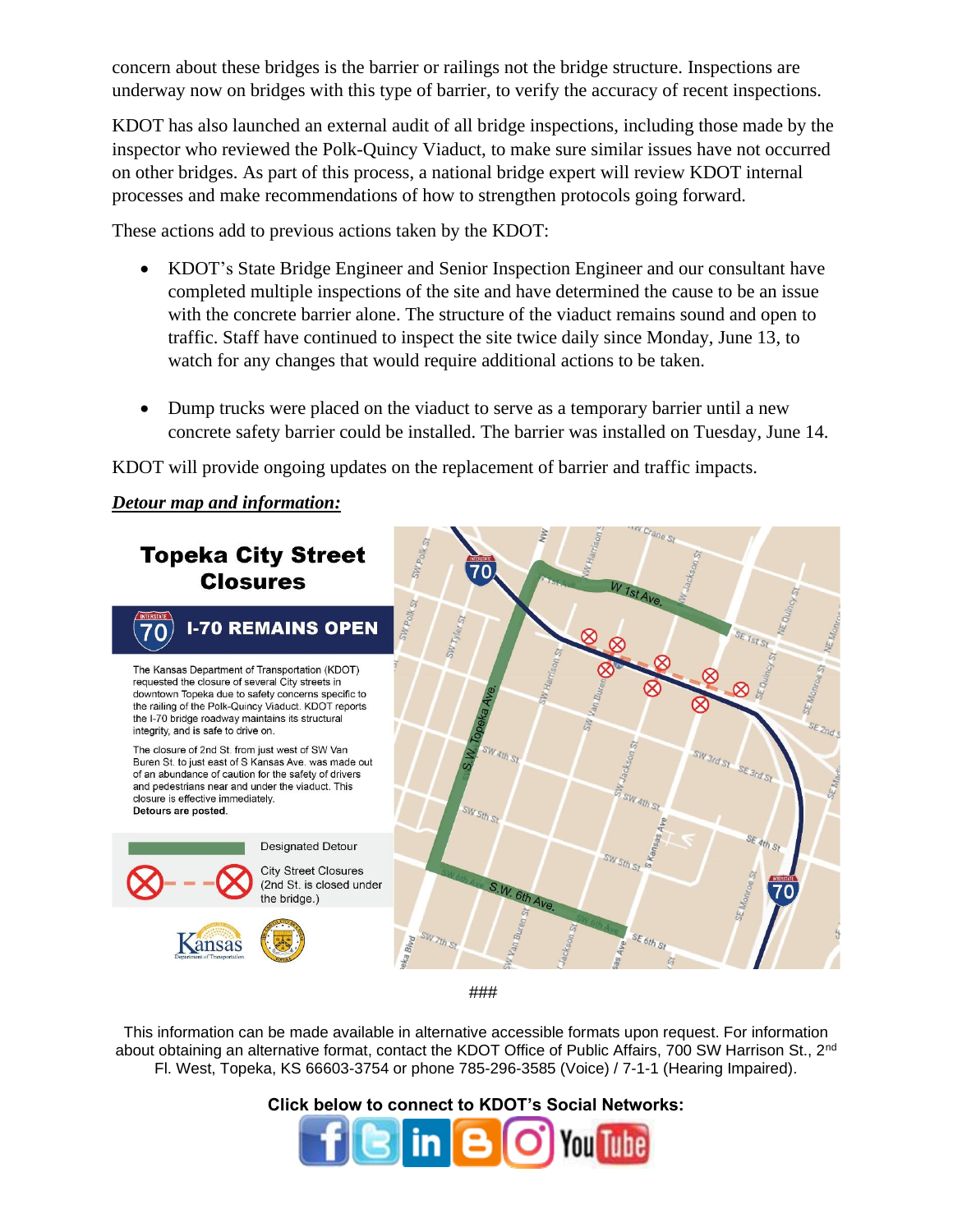concern about these bridges is the barrier or railings not the bridge structure. Inspections are underway now on bridges with this type of barrier, to verify the accuracy of recent inspections.

KDOT has also launched an external audit of all bridge inspections, including those made by the inspector who reviewed the Polk-Quincy Viaduct, to make sure similar issues have not occurred on other bridges. As part of this process, a national bridge expert will review KDOT internal processes and make recommendations of how to strengthen protocols going forward.

These actions add to previous actions taken by the KDOT:

- KDOT's State Bridge Engineer and Senior Inspection Engineer and our consultant have completed multiple inspections of the site and have determined the cause to be an issue with the concrete barrier alone. The structure of the viaduct remains sound and open to traffic. Staff have continued to inspect the site twice daily since Monday, June 13, to watch for any changes that would require additional actions to be taken.

- Dump trucks were placed on the viaduct to serve as a temporary barrier until a new concrete safety barrier could be installed. The barrier was installed on Tuesday, June 14.

KDOT will provide ongoing updates on the replacement of barrier and traffic impacts.

***Detour map and information:***

**Topeka City Street Closures**

**I-70 REMAINS OPEN**

The Kansas Department of Transportation (KDOT) requested the closure of several City streets in downtown Topeka due to safety concerns specific to the railing of the Polk-Quincy Viaduct. KDOT reports the I-70 bridge roadway maintains its structural integrity, and is safe to drive on.

The closure of 2nd St. from just west of SW Van Buren St. to just east of S Kansas Ave. was made out of an abundance of caution for the safety of drivers and pedestrians near and under the viaduct. This closure is effective immediately. **Detours are posted.**

Designated Detour

City Street Closures (2nd St. is closed under the bridge.)

###

This information can be made available in alternative accessible formats upon request. For information about obtaining an alternative format, contact the KDOT Office of Public Affairs, 700 SW Harrison St., 2nd Fl. West, Topeka, KS 66603-3754 or phone 785-296-3585 (Voice) / 7-1-1 (Hearing Impaired).

**Click below to connect to KDOT's Social Networks:**